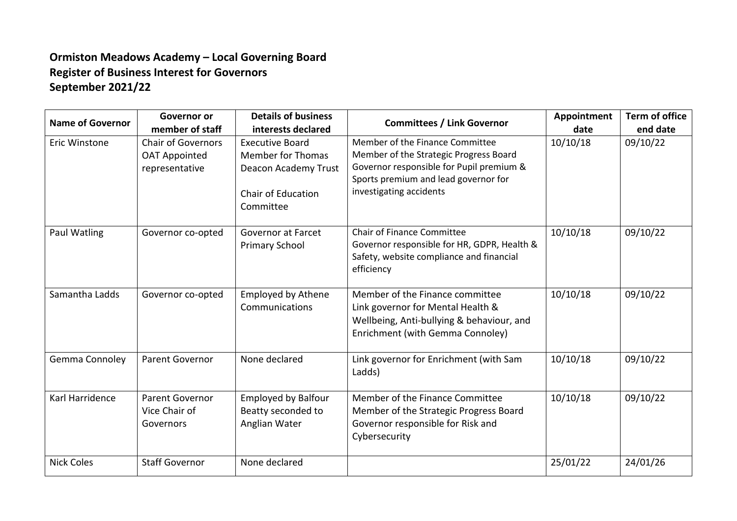**Ormiston Meadows Academy – Local Governing Board**
**Register of Business Interest for Governors**
**September 2021/22**

| Name of Governor | Governor or member of staff | Details of business interests declared | Committees / Link Governor | Appointment date | Term of office end date |
|---|---|---|---|---|---|
| Eric Winstone | Chair of Governors OAT Appointed representative | Executive Board Member for Thomas Deacon Academy Trust<br><br>Chair of Education Committee | Member of the Finance Committee<br>Member of the Strategic Progress Board<br>Governor responsible for Pupil premium & Sports premium and lead governor for investigating accidents | 10/10/18 | 09/10/22 |
| Paul Watling | Governor co-opted | Governor at Farcet Primary School | Chair of Finance Committee<br>Governor responsible for HR, GDPR, Health & Safety, website compliance and financial efficiency | 10/10/18 | 09/10/22 |
| Samantha Ladds | Governor co-opted | Employed by Athene Communications | Member of the Finance committee<br>Link governor for Mental Health & Wellbeing, Anti-bullying & behaviour, and Enrichment (with Gemma Connoley) | 10/10/18 | 09/10/22 |
| Gemma Connoley | Parent Governor | None declared | Link governor for Enrichment (with Sam Ladds) | 10/10/18 | 09/10/22 |
| Karl Harridence | Parent Governor Vice Chair of Governors | Employed by Balfour Beatty seconded to Anglian Water | Member of the Finance Committee<br>Member of the Strategic Progress Board<br>Governor responsible for Risk and Cybersecurity | 10/10/18 | 09/10/22 |
| Nick Coles | Staff Governor | None declared | | 25/01/22 | 24/01/26 |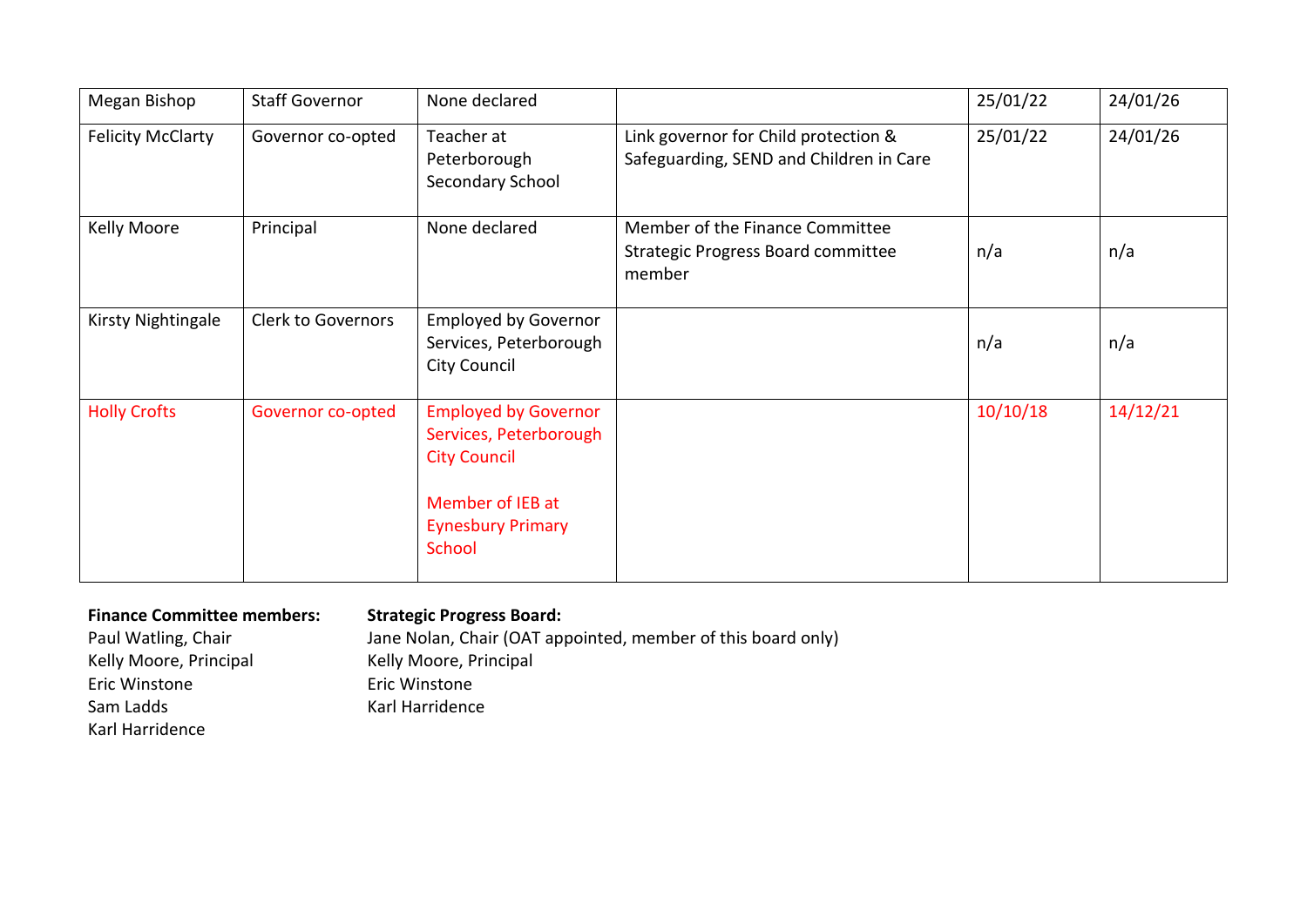| | | | | | |
|---|---|---|---|---|---|
| Megan Bishop | Staff Governor | None declared | | 25/01/22 | 24/01/26 |
| Felicity McClarty | Governor co-opted | Teacher at Peterborough Secondary School | Link governor for Child protection & Safeguarding, SEND and Children in Care | 25/01/22 | 24/01/26 |
| Kelly Moore | Principal | None declared | Member of the Finance Committee<br>Strategic Progress Board committee member | n/a | n/a |
| Kirsty Nightingale | Clerk to Governors | Employed by Governor Services, Peterborough City Council | | n/a | n/a |
| Holly Crofts | Governor co-opted | Employed by Governor Services, Peterborough City Council<br><br>Member of IEB at Eynesbury Primary School | | 10/10/18 | 14/12/21 |

**Finance Committee members:**
Paul Watling, Chair
Kelly Moore, Principal
Eric Winstone
Sam Ladds
Karl Harridence

**Strategic Progress Board:**
Jane Nolan, Chair (OAT appointed, member of this board only)
Kelly Moore, Principal
Eric Winstone
Karl Harridence